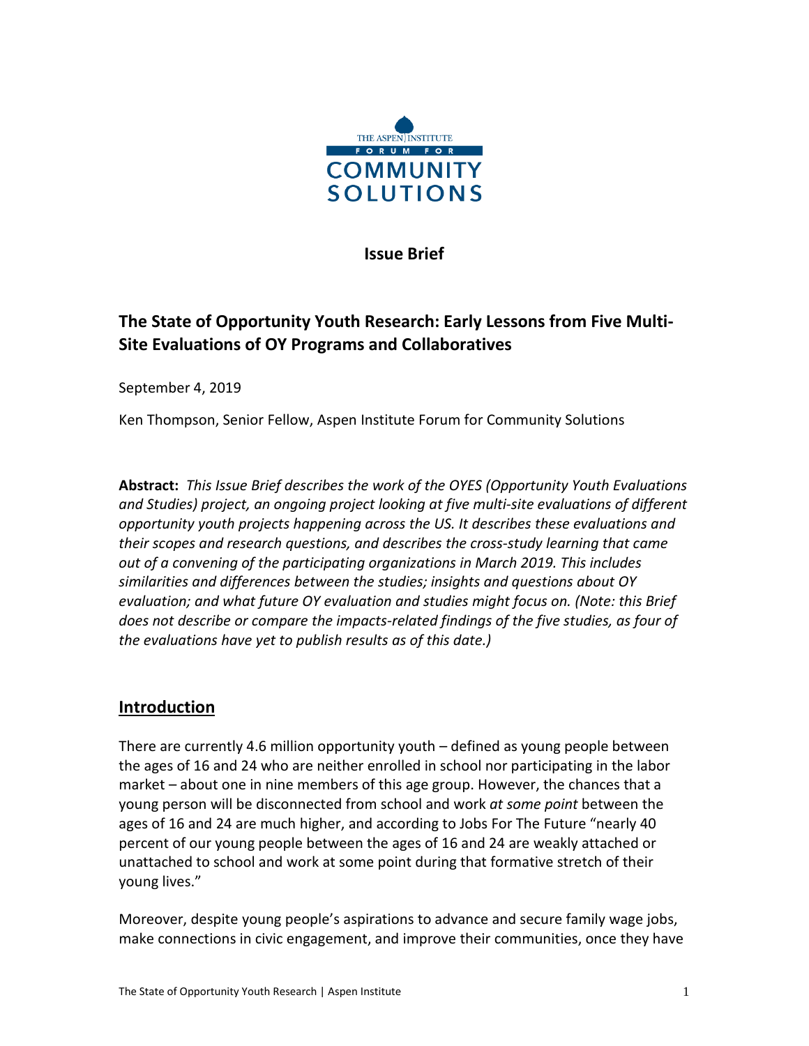THE ASPEN INSTITUTE

FORUM FOR

COMMUNITY SOLUTIONS

**Issue Brief**

# The State of Opportunity Youth Research: Early Lessons from Five Multi-Site Evaluations of OY Programs and Collaboratives

September 4, 2019

Ken Thompson, Senior Fellow, Aspen Institute Forum for Community Solutions

**Abstract:** *This Issue Brief describes the work of the OYES (Opportunity Youth Evaluations and Studies) project, an ongoing project looking at five multi-site evaluations of different opportunity youth projects happening across the US. It describes these evaluations and their scopes and research questions, and describes the cross-study learning that came out of a convening of the participating organizations in March 2019. This includes similarities and differences between the studies; insights and questions about OY evaluation; and what future OY evaluation and studies might focus on. (Note: this Brief does not describe or compare the impacts-related findings of the five studies, as four of the evaluations have yet to publish results as of this date.)*

## Introduction

There are currently 4.6 million opportunity youth – defined as young people between the ages of 16 and 24 who are neither enrolled in school nor participating in the labor market – about one in nine members of this age group. However, the chances that a young person will be disconnected from school and work *at some point* between the ages of 16 and 24 are much higher, and according to Jobs For The Future "nearly 40 percent of our young people between the ages of 16 and 24 are weakly attached or unattached to school and work at some point during that formative stretch of their young lives."

Moreover, despite young people's aspirations to advance and secure family wage jobs, make connections in civic engagement, and improve their communities, once they have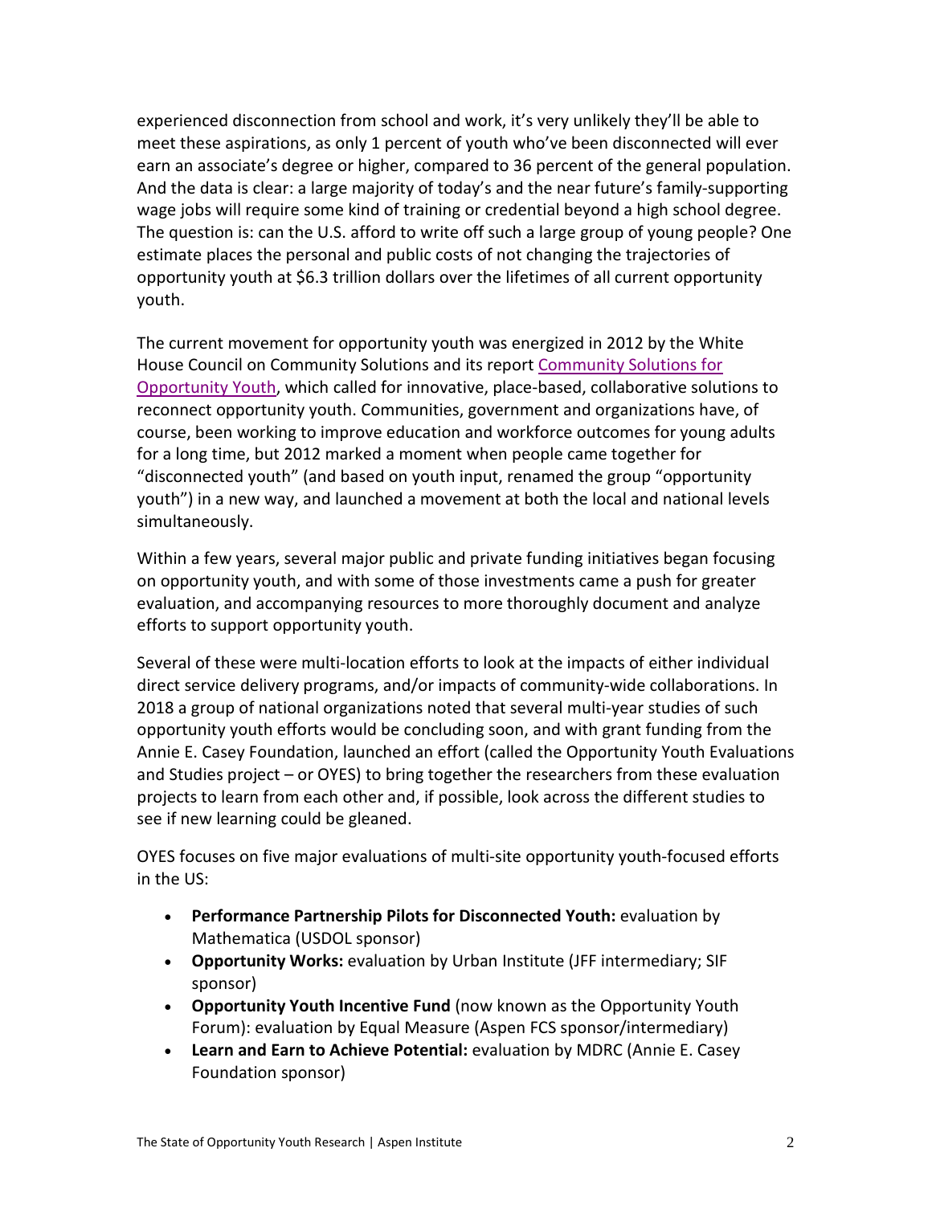experienced disconnection from school and work, it's very unlikely they'll be able to meet these aspirations, as only 1 percent of youth who've been disconnected will ever earn an associate's degree or higher, compared to 36 percent of the general population. And the data is clear: a large majority of today's and the near future's family-supporting wage jobs will require some kind of training or credential beyond a high school degree. The question is: can the U.S. afford to write off such a large group of young people? One estimate places the personal and public costs of not changing the trajectories of opportunity youth at $6.3 trillion dollars over the lifetimes of all current opportunity youth.

The current movement for opportunity youth was energized in 2012 by the White House Council on Community Solutions and its report Community Solutions for Opportunity Youth, which called for innovative, place-based, collaborative solutions to reconnect opportunity youth. Communities, government and organizations have, of course, been working to improve education and workforce outcomes for young adults for a long time, but 2012 marked a moment when people came together for "disconnected youth" (and based on youth input, renamed the group "opportunity youth") in a new way, and launched a movement at both the local and national levels simultaneously.

Within a few years, several major public and private funding initiatives began focusing on opportunity youth, and with some of those investments came a push for greater evaluation, and accompanying resources to more thoroughly document and analyze efforts to support opportunity youth.

Several of these were multi-location efforts to look at the impacts of either individual direct service delivery programs, and/or impacts of community-wide collaborations. In 2018 a group of national organizations noted that several multi-year studies of such opportunity youth efforts would be concluding soon, and with grant funding from the Annie E. Casey Foundation, launched an effort (called the Opportunity Youth Evaluations and Studies project – or OYES) to bring together the researchers from these evaluation projects to learn from each other and, if possible, look across the different studies to see if new learning could be gleaned.

OYES focuses on five major evaluations of multi-site opportunity youth-focused efforts in the US:

- **Performance Partnership Pilots for Disconnected Youth:** evaluation by Mathematica (USDOL sponsor)
- **Opportunity Works:** evaluation by Urban Institute (JFF intermediary; SIF sponsor)
- **Opportunity Youth Incentive Fund** (now known as the Opportunity Youth Forum): evaluation by Equal Measure (Aspen FCS sponsor/intermediary)
- **Learn and Earn to Achieve Potential:** evaluation by MDRC (Annie E. Casey Foundation sponsor)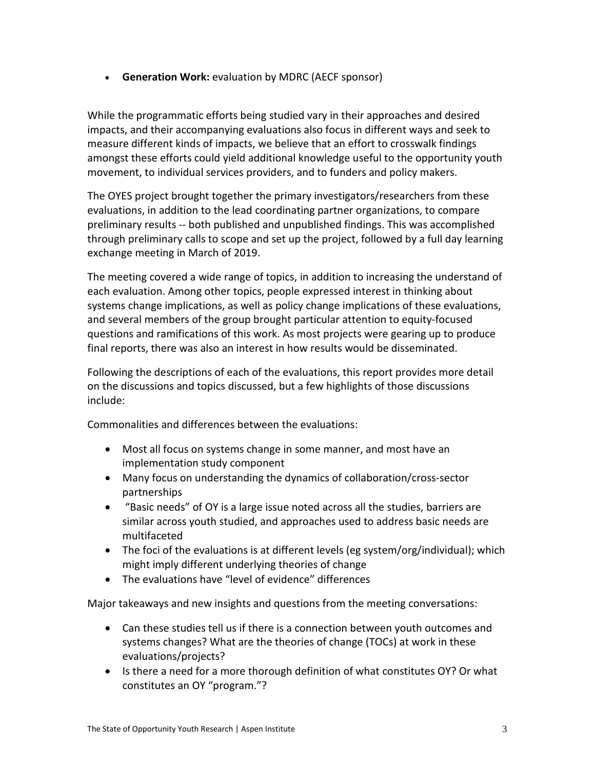- **Generation Work:** evaluation by MDRC (AECF sponsor)

While the programmatic efforts being studied vary in their approaches and desired impacts, and their accompanying evaluations also focus in different ways and seek to measure different kinds of impacts, we believe that an effort to crosswalk findings amongst these efforts could yield additional knowledge useful to the opportunity youth movement, to individual services providers, and to funders and policy makers.

The OYES project brought together the primary investigators/researchers from these evaluations, in addition to the lead coordinating partner organizations, to compare preliminary results -- both published and unpublished findings. This was accomplished through preliminary calls to scope and set up the project, followed by a full day learning exchange meeting in March of 2019.

The meeting covered a wide range of topics, in addition to increasing the understand of each evaluation. Among other topics, people expressed interest in thinking about systems change implications, as well as policy change implications of these evaluations, and several members of the group brought particular attention to equity-focused questions and ramifications of this work. As most projects were gearing up to produce final reports, there was also an interest in how results would be disseminated.

Following the descriptions of each of the evaluations, this report provides more detail on the discussions and topics discussed, but a few highlights of those discussions include:

Commonalities and differences between the evaluations:

- Most all focus on systems change in some manner, and most have an implementation study component
- Many focus on understanding the dynamics of collaboration/cross-sector partnerships
- "Basic needs" of OY is a large issue noted across all the studies, barriers are similar across youth studied, and approaches used to address basic needs are multifaceted
- The foci of the evaluations is at different levels (eg system/org/individual); which might imply different underlying theories of change
- The evaluations have "level of evidence" differences

Major takeaways and new insights and questions from the meeting conversations:

- Can these studies tell us if there is a connection between youth outcomes and systems changes? What are the theories of change (TOCs) at work in these evaluations/projects?
- Is there a need for a more thorough definition of what constitutes OY? Or what constitutes an OY "program."?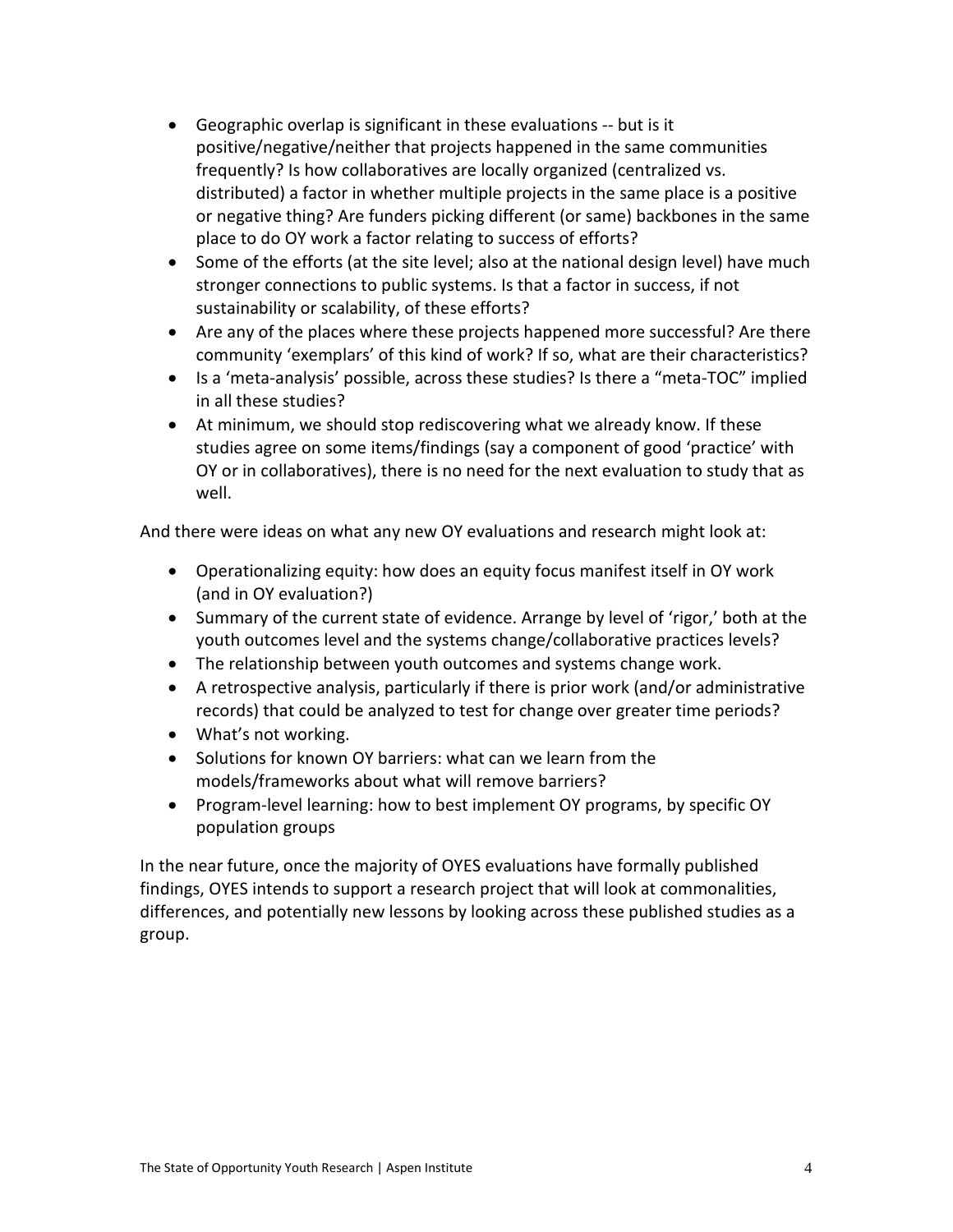- Geographic overlap is significant in these evaluations -- but is it positive/negative/neither that projects happened in the same communities frequently? Is how collaboratives are locally organized (centralized vs. distributed) a factor in whether multiple projects in the same place is a positive or negative thing? Are funders picking different (or same) backbones in the same place to do OY work a factor relating to success of efforts?
- Some of the efforts (at the site level; also at the national design level) have much stronger connections to public systems. Is that a factor in success, if not sustainability or scalability, of these efforts?
- Are any of the places where these projects happened more successful? Are there community 'exemplars' of this kind of work? If so, what are their characteristics?
- Is a 'meta-analysis' possible, across these studies? Is there a "meta-TOC" implied in all these studies?
- At minimum, we should stop rediscovering what we already know. If these studies agree on some items/findings (say a component of good 'practice' with OY or in collaboratives), there is no need for the next evaluation to study that as well.

And there were ideas on what any new OY evaluations and research might look at:

- Operationalizing equity: how does an equity focus manifest itself in OY work (and in OY evaluation?)
- Summary of the current state of evidence. Arrange by level of 'rigor,' both at the youth outcomes level and the systems change/collaborative practices levels?
- The relationship between youth outcomes and systems change work.
- A retrospective analysis, particularly if there is prior work (and/or administrative records) that could be analyzed to test for change over greater time periods?
- What's not working.
- Solutions for known OY barriers: what can we learn from the models/frameworks about what will remove barriers?
- Program-level learning: how to best implement OY programs, by specific OY population groups

In the near future, once the majority of OYES evaluations have formally published findings, OYES intends to support a research project that will look at commonalities, differences, and potentially new lessons by looking across these published studies as a group.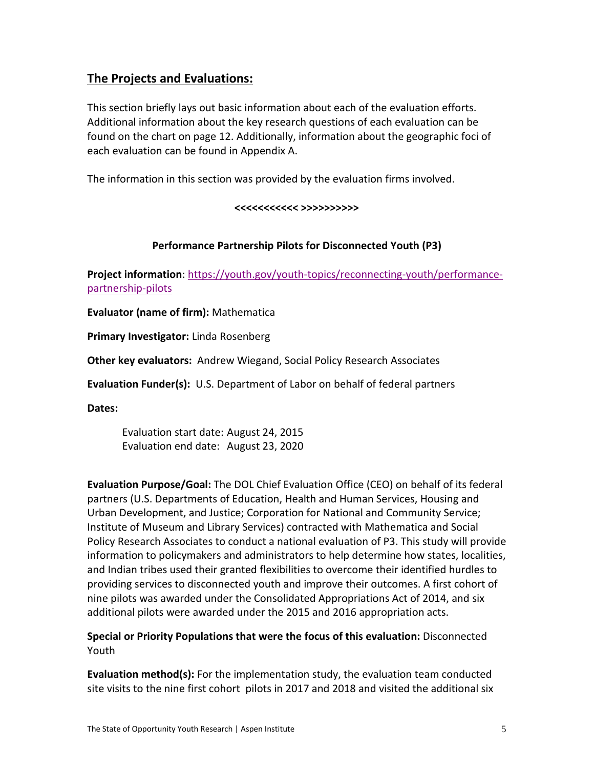## The Projects and Evaluations:

This section briefly lays out basic information about each of the evaluation efforts. Additional information about the key research questions of each evaluation can be found on the chart on page 12. Additionally, information about the geographic foci of each evaluation can be found in Appendix A.

The information in this section was provided by the evaluation firms involved.

**<<<<<<<<<<< >>>>>>>>>>**

**Performance Partnership Pilots for Disconnected Youth (P3)**

**Project information**: [https://youth.gov/youth-topics/reconnecting-youth/performance-partnership-pilots](https://youth.gov/youth-topics/reconnecting-youth/performance-partnership-pilots)

**Evaluator (name of firm):** Mathematica

**Primary Investigator:** Linda Rosenberg

**Other key evaluators:** Andrew Wiegand, Social Policy Research Associates

**Evaluation Funder(s):** U.S. Department of Labor on behalf of federal partners

**Dates:**

Evaluation start date: August 24, 2015
Evaluation end date: August 23, 2020

**Evaluation Purpose/Goal:** The DOL Chief Evaluation Office (CEO) on behalf of its federal partners (U.S. Departments of Education, Health and Human Services, Housing and Urban Development, and Justice; Corporation for National and Community Service; Institute of Museum and Library Services) contracted with Mathematica and Social Policy Research Associates to conduct a national evaluation of P3. This study will provide information to policymakers and administrators to help determine how states, localities, and Indian tribes used their granted flexibilities to overcome their identified hurdles to providing services to disconnected youth and improve their outcomes. A first cohort of nine pilots was awarded under the Consolidated Appropriations Act of 2014, and six additional pilots were awarded under the 2015 and 2016 appropriation acts.

**Special or Priority Populations that were the focus of this evaluation:** Disconnected Youth

**Evaluation method(s):** For the implementation study, the evaluation team conducted site visits to the nine first cohort pilots in 2017 and 2018 and visited the additional six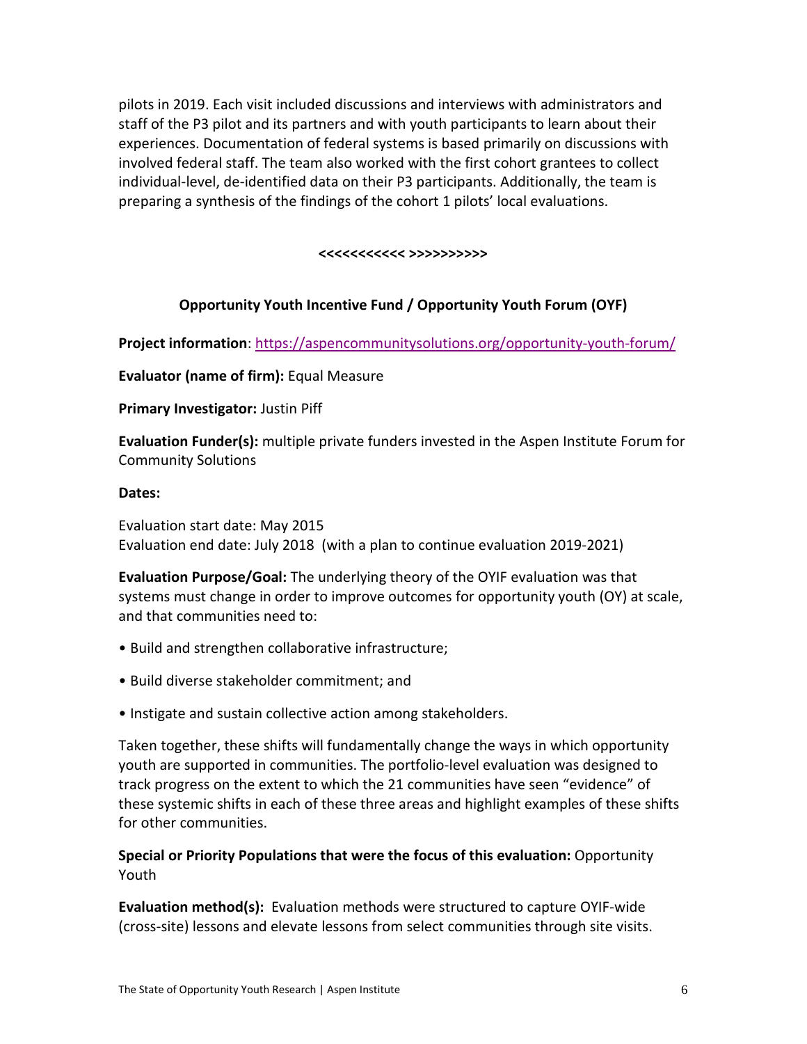pilots in 2019. Each visit included discussions and interviews with administrators and staff of the P3 pilot and its partners and with youth participants to learn about their experiences. Documentation of federal systems is based primarily on discussions with involved federal staff. The team also worked with the first cohort grantees to collect individual-level, de-identified data on their P3 participants. Additionally, the team is preparing a synthesis of the findings of the cohort 1 pilots' local evaluations.

**<<<<<<<<<<< >>>>>>>>>>**

### Opportunity Youth Incentive Fund / Opportunity Youth Forum (OYF)

**Project information**: https://aspencommunitysolutions.org/opportunity-youth-forum/

**Evaluator (name of firm):** Equal Measure

**Primary Investigator:** Justin Piff

**Evaluation Funder(s):** multiple private funders invested in the Aspen Institute Forum for Community Solutions

**Dates:**

Evaluation start date: May 2015
Evaluation end date: July 2018 (with a plan to continue evaluation 2019-2021)

**Evaluation Purpose/Goal:** The underlying theory of the OYIF evaluation was that systems must change in order to improve outcomes for opportunity youth (OY) at scale, and that communities need to:

- Build and strengthen collaborative infrastructure;
- Build diverse stakeholder commitment; and
- Instigate and sustain collective action among stakeholders.

Taken together, these shifts will fundamentally change the ways in which opportunity youth are supported in communities. The portfolio-level evaluation was designed to track progress on the extent to which the 21 communities have seen "evidence" of these systemic shifts in each of these three areas and highlight examples of these shifts for other communities.

**Special or Priority Populations that were the focus of this evaluation:** Opportunity Youth

**Evaluation method(s):** Evaluation methods were structured to capture OYIF-wide (cross-site) lessons and elevate lessons from select communities through site visits.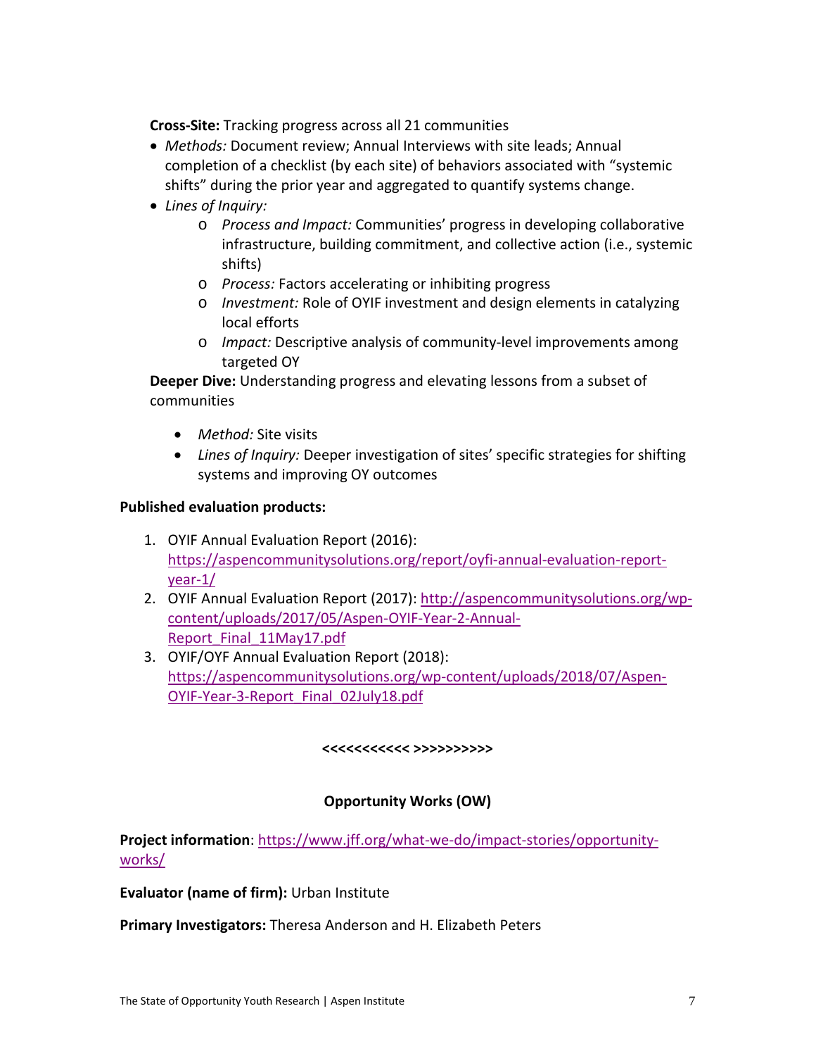**Cross-Site:** Tracking progress across all 21 communities

- *Methods:* Document review; Annual Interviews with site leads; Annual completion of a checklist (by each site) of behaviors associated with "systemic shifts" during the prior year and aggregated to quantify systems change.
- *Lines of Inquiry:*
    - *Process and Impact:* Communities' progress in developing collaborative infrastructure, building commitment, and collective action (i.e., systemic shifts)
    - *Process:* Factors accelerating or inhibiting progress
    - *Investment:* Role of OYIF investment and design elements in catalyzing local efforts
    - *Impact:* Descriptive analysis of community-level improvements among targeted OY

**Deeper Dive:** Understanding progress and elevating lessons from a subset of communities

- *Method:* Site visits
- *Lines of Inquiry:* Deeper investigation of sites' specific strategies for shifting systems and improving OY outcomes

**Published evaluation products:**

1. OYIF Annual Evaluation Report (2016): https://aspencommunitysolutions.org/report/oyfi-annual-evaluation-report-year-1/
2. OYIF Annual Evaluation Report (2017): http://aspencommunitysolutions.org/wp-content/uploads/2017/05/Aspen-OYIF-Year-2-Annual-Report_Final_11May17.pdf
3. OYIF/OYF Annual Evaluation Report (2018): https://aspencommunitysolutions.org/wp-content/uploads/2018/07/Aspen-OYIF-Year-3-Report_Final_02July18.pdf

**<<<<<<<<<<< >>>>>>>>>>**

## Opportunity Works (OW)

**Project information**: https://www.jff.org/what-we-do/impact-stories/opportunity-works/

**Evaluator (name of firm):** Urban Institute

**Primary Investigators:** Theresa Anderson and H. Elizabeth Peters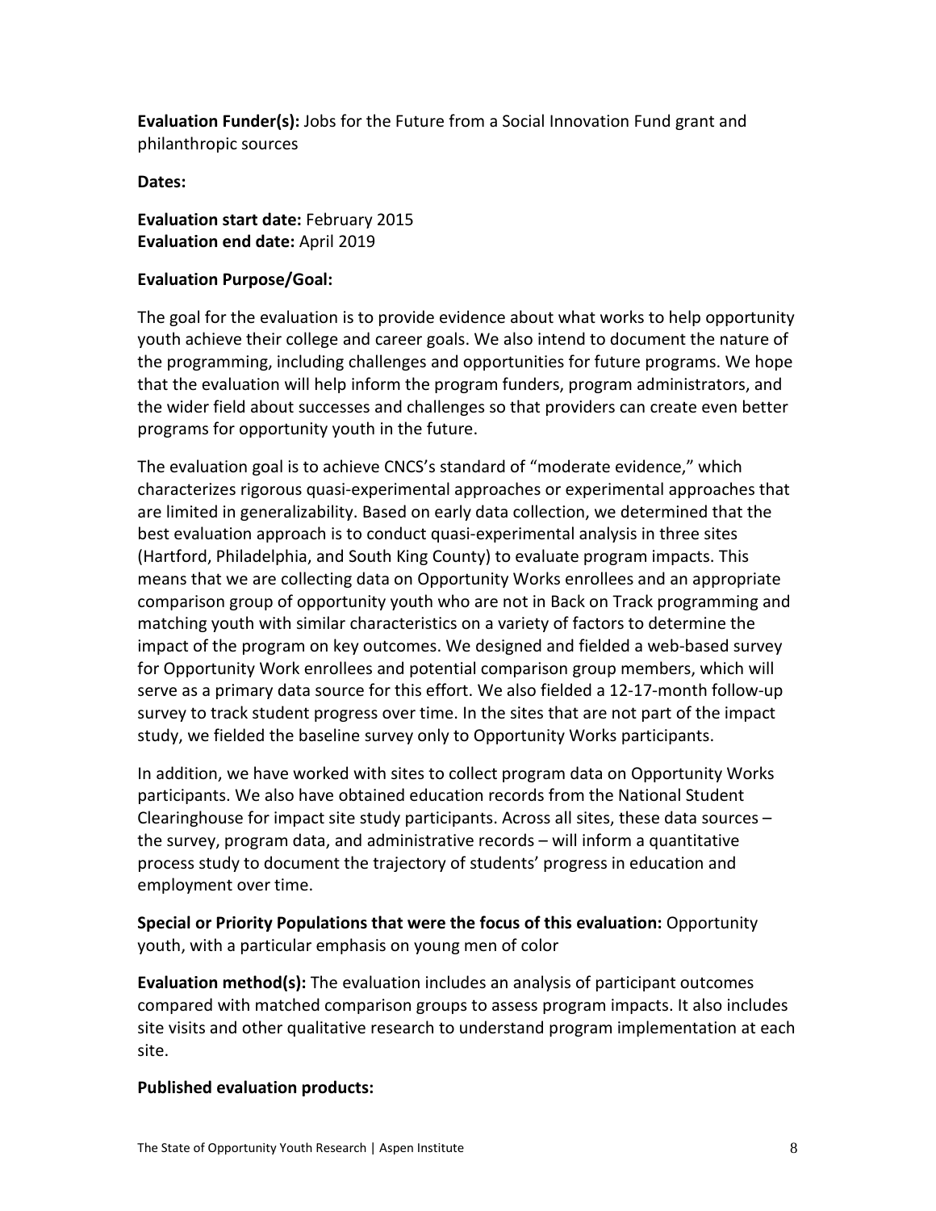**Evaluation Funder(s):** Jobs for the Future from a Social Innovation Fund grant and philanthropic sources

**Dates:**

**Evaluation start date:** February 2015
**Evaluation end date:** April 2019

**Evaluation Purpose/Goal:**

The goal for the evaluation is to provide evidence about what works to help opportunity youth achieve their college and career goals. We also intend to document the nature of the programming, including challenges and opportunities for future programs. We hope that the evaluation will help inform the program funders, program administrators, and the wider field about successes and challenges so that providers can create even better programs for opportunity youth in the future.

The evaluation goal is to achieve CNCS's standard of "moderate evidence," which characterizes rigorous quasi-experimental approaches or experimental approaches that are limited in generalizability. Based on early data collection, we determined that the best evaluation approach is to conduct quasi-experimental analysis in three sites (Hartford, Philadelphia, and South King County) to evaluate program impacts. This means that we are collecting data on Opportunity Works enrollees and an appropriate comparison group of opportunity youth who are not in Back on Track programming and matching youth with similar characteristics on a variety of factors to determine the impact of the program on key outcomes. We designed and fielded a web-based survey for Opportunity Work enrollees and potential comparison group members, which will serve as a primary data source for this effort. We also fielded a 12-17-month follow-up survey to track student progress over time. In the sites that are not part of the impact study, we fielded the baseline survey only to Opportunity Works participants.

In addition, we have worked with sites to collect program data on Opportunity Works participants. We also have obtained education records from the National Student Clearinghouse for impact site study participants. Across all sites, these data sources – the survey, program data, and administrative records – will inform a quantitative process study to document the trajectory of students' progress in education and employment over time.

**Special or Priority Populations that were the focus of this evaluation:** Opportunity youth, with a particular emphasis on young men of color

**Evaluation method(s):** The evaluation includes an analysis of participant outcomes compared with matched comparison groups to assess program impacts. It also includes site visits and other qualitative research to understand program implementation at each site.

**Published evaluation products:**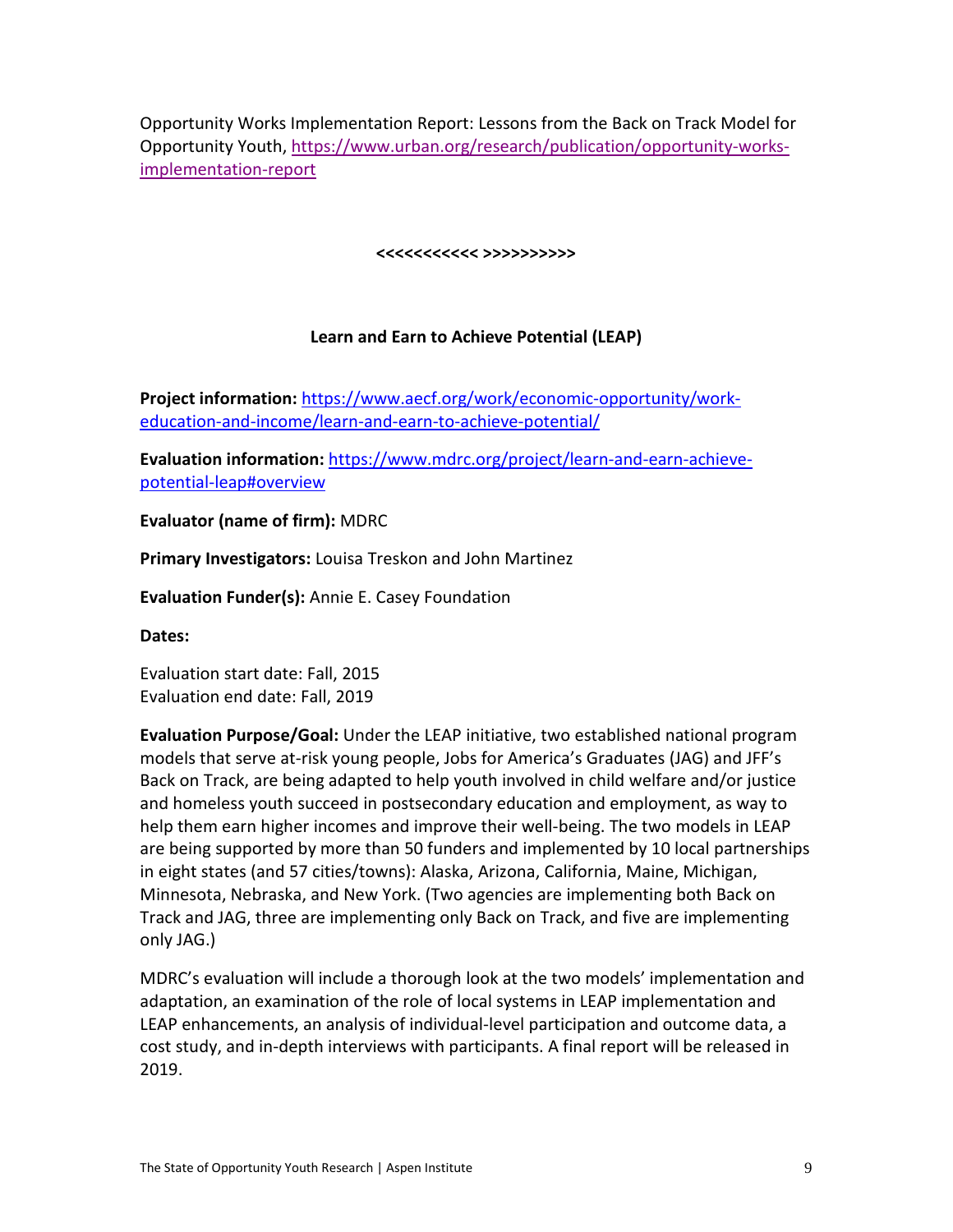Opportunity Works Implementation Report: Lessons from the Back on Track Model for Opportunity Youth, https://www.urban.org/research/publication/opportunity-works-implementation-report

**<<<<<<<<<<< >>>>>>>>>>**

### Learn and Earn to Achieve Potential (LEAP)

**Project information:** https://www.aecf.org/work/economic-opportunity/work-education-and-income/learn-and-earn-to-achieve-potential/

**Evaluation information:** https://www.mdrc.org/project/learn-and-earn-achieve-potential-leap#overview

**Evaluator (name of firm):** MDRC

**Primary Investigators:** Louisa Treskon and John Martinez

**Evaluation Funder(s):** Annie E. Casey Foundation

**Dates:**

Evaluation start date: Fall, 2015
Evaluation end date: Fall, 2019

**Evaluation Purpose/Goal:** Under the LEAP initiative, two established national program models that serve at-risk young people, Jobs for America's Graduates (JAG) and JFF's Back on Track, are being adapted to help youth involved in child welfare and/or justice and homeless youth succeed in postsecondary education and employment, as way to help them earn higher incomes and improve their well-being. The two models in LEAP are being supported by more than 50 funders and implemented by 10 local partnerships in eight states (and 57 cities/towns): Alaska, Arizona, California, Maine, Michigan, Minnesota, Nebraska, and New York. (Two agencies are implementing both Back on Track and JAG, three are implementing only Back on Track, and five are implementing only JAG.)

MDRC's evaluation will include a thorough look at the two models' implementation and adaptation, an examination of the role of local systems in LEAP implementation and LEAP enhancements, an analysis of individual-level participation and outcome data, a cost study, and in-depth interviews with participants. A final report will be released in 2019.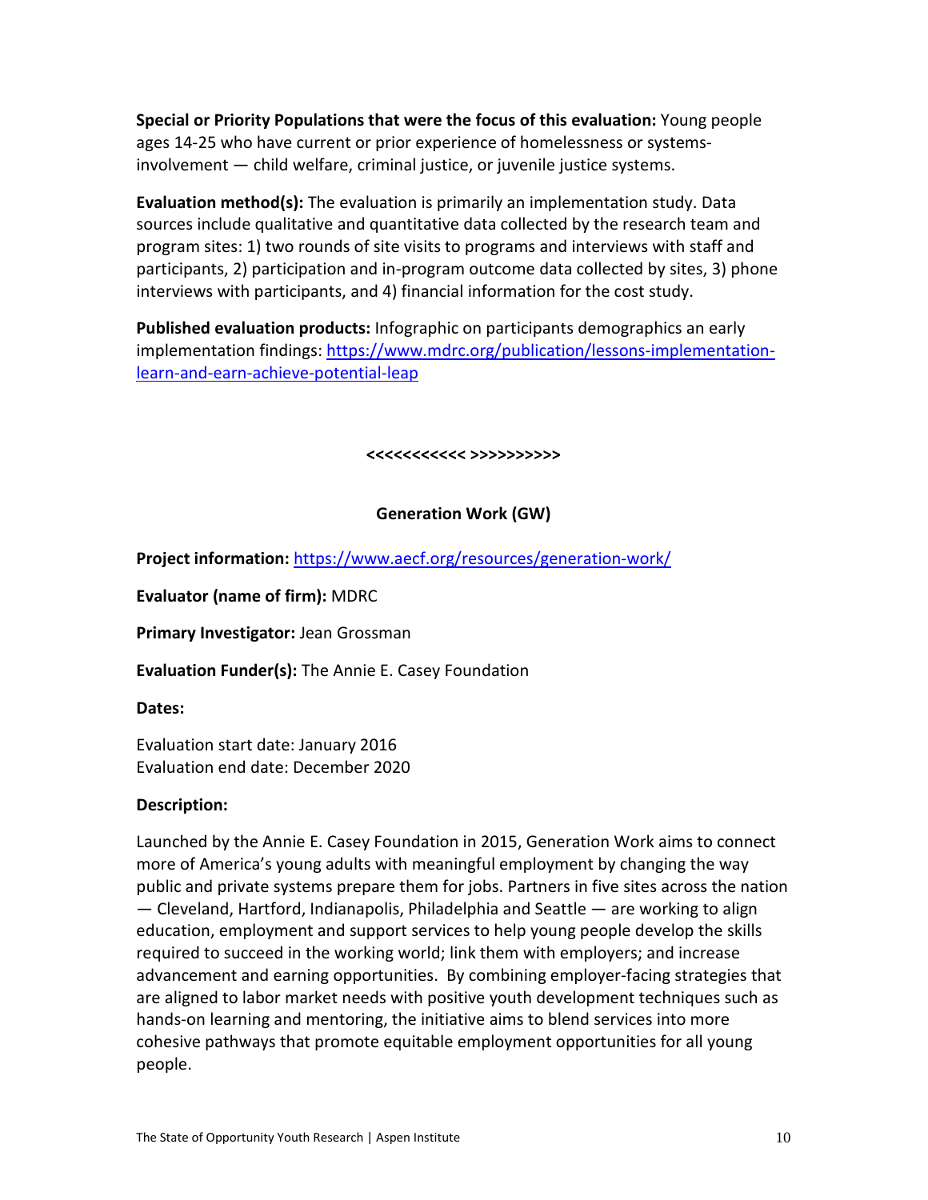**Special or Priority Populations that were the focus of this evaluation:** Young people ages 14-25 who have current or prior experience of homelessness or systems-involvement — child welfare, criminal justice, or juvenile justice systems.

**Evaluation method(s):** The evaluation is primarily an implementation study. Data sources include qualitative and quantitative data collected by the research team and program sites: 1) two rounds of site visits to programs and interviews with staff and participants, 2) participation and in-program outcome data collected by sites, 3) phone interviews with participants, and 4) financial information for the cost study.

**Published evaluation products:** Infographic on participants demographics an early implementation findings: https://www.mdrc.org/publication/lessons-implementation-learn-and-earn-achieve-potential-leap

**<<<<<<<<<<< >>>>>>>>>>**

## Generation Work (GW)

**Project information:** https://www.aecf.org/resources/generation-work/

**Evaluator (name of firm):** MDRC

**Primary Investigator:** Jean Grossman

**Evaluation Funder(s):** The Annie E. Casey Foundation

**Dates:**

Evaluation start date: January 2016
Evaluation end date: December 2020

**Description:**

Launched by the Annie E. Casey Foundation in 2015, Generation Work aims to connect more of America's young adults with meaningful employment by changing the way public and private systems prepare them for jobs. Partners in five sites across the nation — Cleveland, Hartford, Indianapolis, Philadelphia and Seattle — are working to align education, employment and support services to help young people develop the skills required to succeed in the working world; link them with employers; and increase advancement and earning opportunities. By combining employer-facing strategies that are aligned to labor market needs with positive youth development techniques such as hands-on learning and mentoring, the initiative aims to blend services into more cohesive pathways that promote equitable employment opportunities for all young people.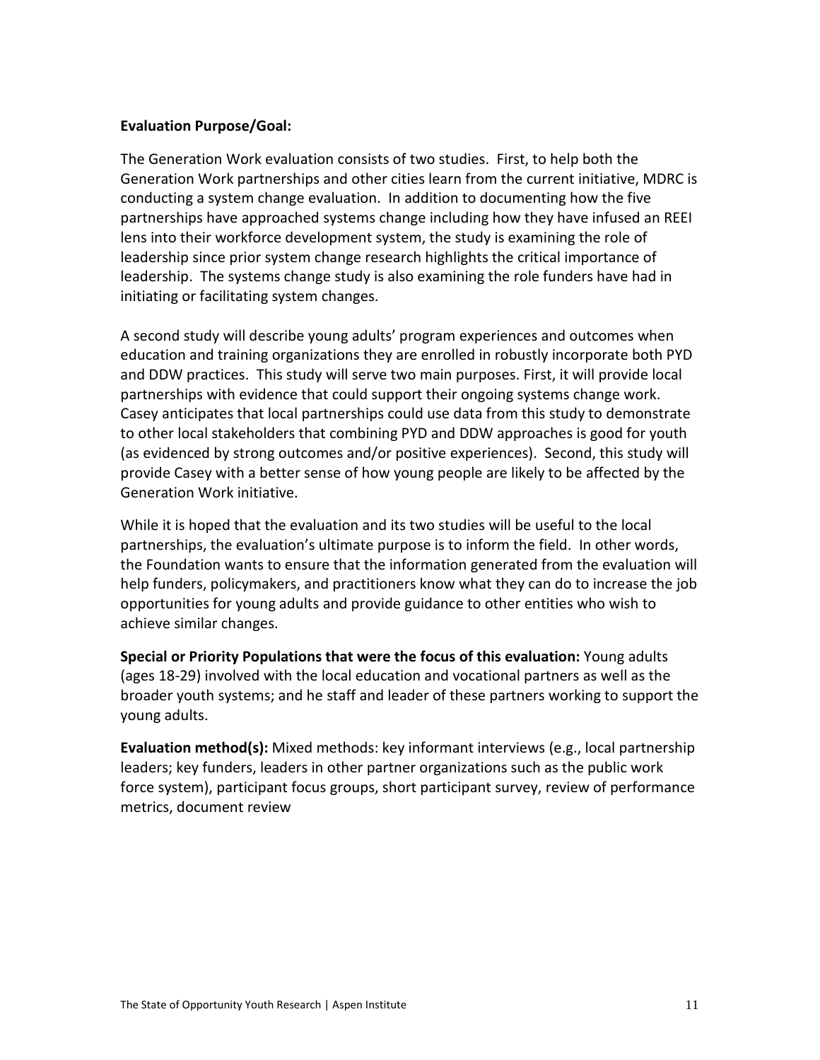**Evaluation Purpose/Goal:**

The Generation Work evaluation consists of two studies. First, to help both the Generation Work partnerships and other cities learn from the current initiative, MDRC is conducting a system change evaluation. In addition to documenting how the five partnerships have approached systems change including how they have infused an REEI lens into their workforce development system, the study is examining the role of leadership since prior system change research highlights the critical importance of leadership. The systems change study is also examining the role funders have had in initiating or facilitating system changes.

A second study will describe young adults' program experiences and outcomes when education and training organizations they are enrolled in robustly incorporate both PYD and DDW practices. This study will serve two main purposes. First, it will provide local partnerships with evidence that could support their ongoing systems change work. Casey anticipates that local partnerships could use data from this study to demonstrate to other local stakeholders that combining PYD and DDW approaches is good for youth (as evidenced by strong outcomes and/or positive experiences). Second, this study will provide Casey with a better sense of how young people are likely to be affected by the Generation Work initiative.

While it is hoped that the evaluation and its two studies will be useful to the local partnerships, the evaluation's ultimate purpose is to inform the field. In other words, the Foundation wants to ensure that the information generated from the evaluation will help funders, policymakers, and practitioners know what they can do to increase the job opportunities for young adults and provide guidance to other entities who wish to achieve similar changes.

**Special or Priority Populations that were the focus of this evaluation:** Young adults (ages 18-29) involved with the local education and vocational partners as well as the broader youth systems; and he staff and leader of these partners working to support the young adults.

**Evaluation method(s):** Mixed methods: key informant interviews (e.g., local partnership leaders; key funders, leaders in other partner organizations such as the public work force system), participant focus groups, short participant survey, review of performance metrics, document review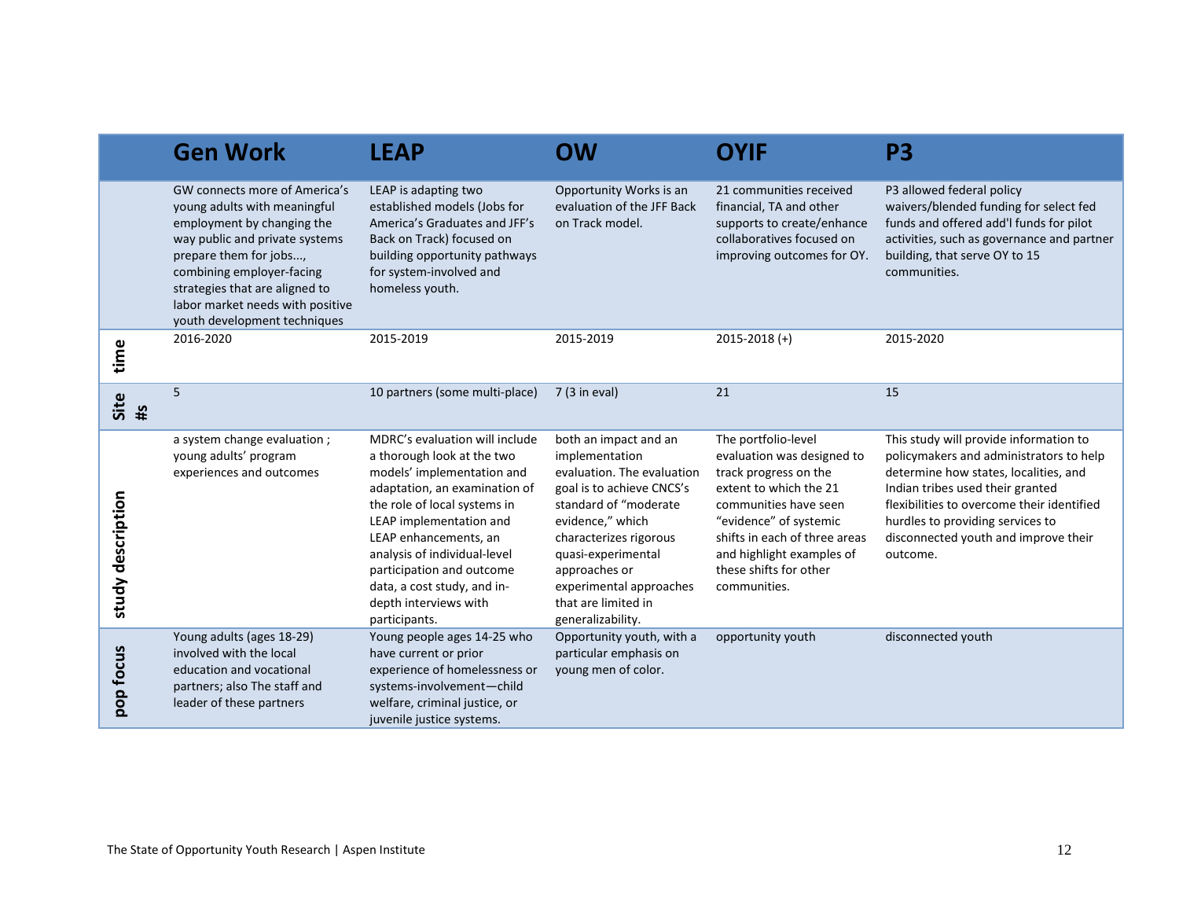| | Gen Work | LEAP | OW | OYIF | P3 |
|---|---|---|---|---|---|
| | GW connects more of America's young adults with meaningful employment by changing the way public and private systems prepare them for jobs..., combining employer-facing strategies that are aligned to labor market needs with positive youth development techniques | LEAP is adapting two established models (Jobs for America's Graduates and JFF's Back on Track) focused on building opportunity pathways for system-involved and homeless youth. | Opportunity Works is an evaluation of the JFF Back on Track model. | 21 communities received financial, TA and other supports to create/enhance collaboratives focused on improving outcomes for OY. | P3 allowed federal policy waivers/blended funding for select fed funds and offered add'l funds for pilot activities, such as governance and partner building, that serve OY to 15 communities. |
| time | 2016-2020 | 2015-2019 | 2015-2019 | 2015-2018 (+) | 2015-2020 |
| Site #s | 5 | 10 partners (some multi-place) | 7 (3 in eval) | 21 | 15 |
| study description | a system change evaluation ; young adults' program experiences and outcomes | MDRC's evaluation will include a thorough look at the two models' implementation and adaptation, an examination of the role of local systems in LEAP implementation and LEAP enhancements, an analysis of individual-level participation and outcome data, a cost study, and in-depth interviews with participants. | both an impact and an implementation evaluation. The evaluation goal is to achieve CNCS's standard of "moderate evidence," which characterizes rigorous quasi-experimental approaches or experimental approaches that are limited in generalizability. | The portfolio-level evaluation was designed to track progress on the extent to which the 21 communities have seen "evidence" of systemic shifts in each of three areas and highlight examples of these shifts for other communities. | This study will provide information to policymakers and administrators to help determine how states, localities, and Indian tribes used their granted flexibilities to overcome their identified hurdles to providing services to disconnected youth and improve their outcome. |
| pop focus | Young adults (ages 18-29) involved with the local education and vocational partners; also The staff and leader of these partners | Young people ages 14-25 who have current or prior experience of homelessness or systems-involvement—child welfare, criminal justice, or juvenile justice systems. | Opportunity youth, with a particular emphasis on young men of color. | opportunity youth | disconnected youth |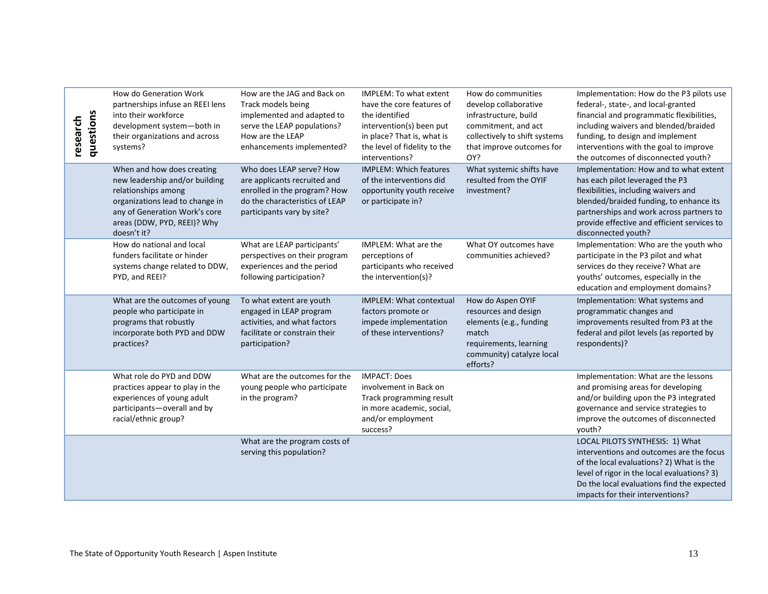| research questions | | | | | |
|---|---|---|---|---|---|
| | How do Generation Work partnerships infuse an REEI lens into their workforce development system—both in their organizations and across systems? | How are the JAG and Back on Track models being implemented and adapted to serve the LEAP populations? How are the LEAP enhancements implemented? | IMPLEM: To what extent have the core features of the identified intervention(s) been put in place? That is, what is the level of fidelity to the interventions? | How do communities develop collaborative infrastructure, build commitment, and act collectively to shift systems that improve outcomes for OY? | Implementation: How do the P3 pilots use federal-, state-, and local-granted financial and programmatic flexibilities, including waivers and blended/braided funding, to design and implement interventions with the goal to improve the outcomes of disconnected youth? |
| | When and how does creating new leadership and/or building relationships among organizations lead to change in any of Generation Work's core areas (DDW, PYD, REEI)? Why doesn't it? | Who does LEAP serve? How are applicants recruited and enrolled in the program? How do the characteristics of LEAP participants vary by site? | IMPLEM: Which features of the interventions did opportunity youth receive or participate in? | What systemic shifts have resulted from the OYIF investment? | Implementation: How and to what extent has each pilot leveraged the P3 flexibilities, including waivers and blended/braided funding, to enhance its partnerships and work across partners to provide effective and efficient services to disconnected youth? |
| | How do national and local funders facilitate or hinder systems change related to DDW, PYD, and REEI? | What are LEAP participants' perspectives on their program experiences and the period following participation? | IMPLEM: What are the perceptions of participants who received the intervention(s)? | What OY outcomes have communities achieved? | Implementation: Who are the youth who participate in the P3 pilot and what services do they receive? What are youths' outcomes, especially in the education and employment domains? |
| | What are the outcomes of young people who participate in programs that robustly incorporate both PYD and DDW practices? | To what extent are youth engaged in LEAP program activities, and what factors facilitate or constrain their participation? | IMPLEM: What contextual factors promote or impede implementation of these interventions? | How do Aspen OYIF resources and design elements (e.g., funding match requirements, learning community) catalyze local efforts? | Implementation: What systems and programmatic changes and improvements resulted from P3 at the federal and pilot levels (as reported by respondents)? |
| | What role do PYD and DDW practices appear to play in the experiences of young adult participants—overall and by racial/ethnic group? | What are the outcomes for the young people who participate in the program? | IMPACT: Does involvement in Back on Track programming result in more academic, social, and/or employment success? | | Implementation: What are the lessons and promising areas for developing and/or building upon the P3 integrated governance and service strategies to improve the outcomes of disconnected youth? |
| | | What are the program costs of serving this population? | | | LOCAL PILOTS SYNTHESIS: 1) What interventions and outcomes are the focus of the local evaluations? 2) What is the level of rigor in the local evaluations? 3) Do the local evaluations find the expected impacts for their interventions? |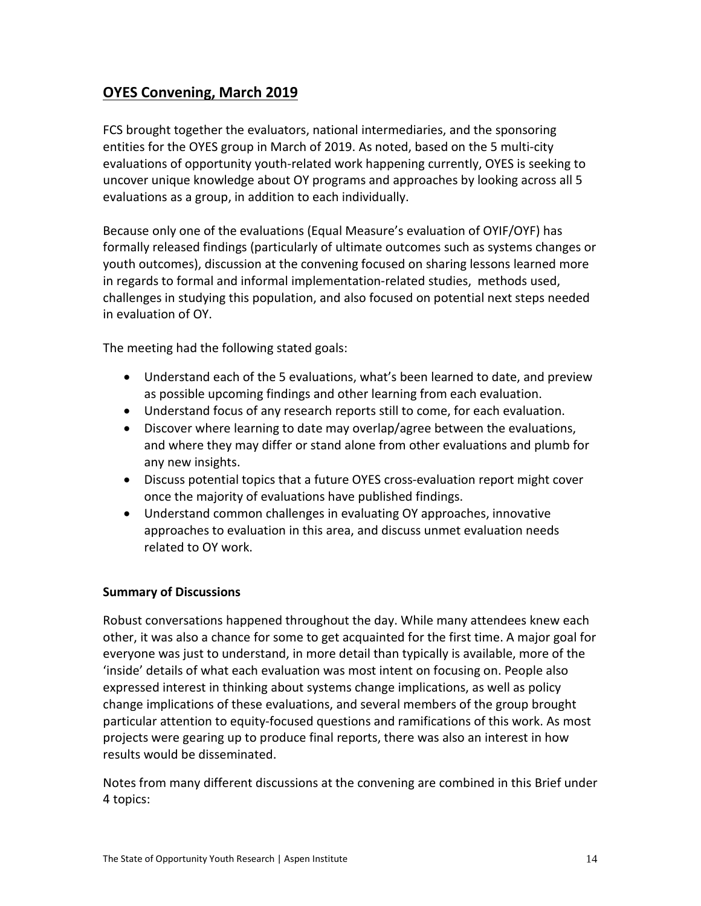## OYES Convening, March 2019

FCS brought together the evaluators, national intermediaries, and the sponsoring entities for the OYES group in March of 2019. As noted, based on the 5 multi-city evaluations of opportunity youth-related work happening currently, OYES is seeking to uncover unique knowledge about OY programs and approaches by looking across all 5 evaluations as a group, in addition to each individually.

Because only one of the evaluations (Equal Measure's evaluation of OYIF/OYF) has formally released findings (particularly of ultimate outcomes such as systems changes or youth outcomes), discussion at the convening focused on sharing lessons learned more in regards to formal and informal implementation-related studies, methods used, challenges in studying this population, and also focused on potential next steps needed in evaluation of OY.

The meeting had the following stated goals:

- Understand each of the 5 evaluations, what's been learned to date, and preview as possible upcoming findings and other learning from each evaluation.
- Understand focus of any research reports still to come, for each evaluation.
- Discover where learning to date may overlap/agree between the evaluations, and where they may differ or stand alone from other evaluations and plumb for any new insights.
- Discuss potential topics that a future OYES cross-evaluation report might cover once the majority of evaluations have published findings.
- Understand common challenges in evaluating OY approaches, innovative approaches to evaluation in this area, and discuss unmet evaluation needs related to OY work.

### Summary of Discussions

Robust conversations happened throughout the day. While many attendees knew each other, it was also a chance for some to get acquainted for the first time. A major goal for everyone was just to understand, in more detail than typically is available, more of the 'inside' details of what each evaluation was most intent on focusing on. People also expressed interest in thinking about systems change implications, as well as policy change implications of these evaluations, and several members of the group brought particular attention to equity-focused questions and ramifications of this work. As most projects were gearing up to produce final reports, there was also an interest in how results would be disseminated.

Notes from many different discussions at the convening are combined in this Brief under 4 topics: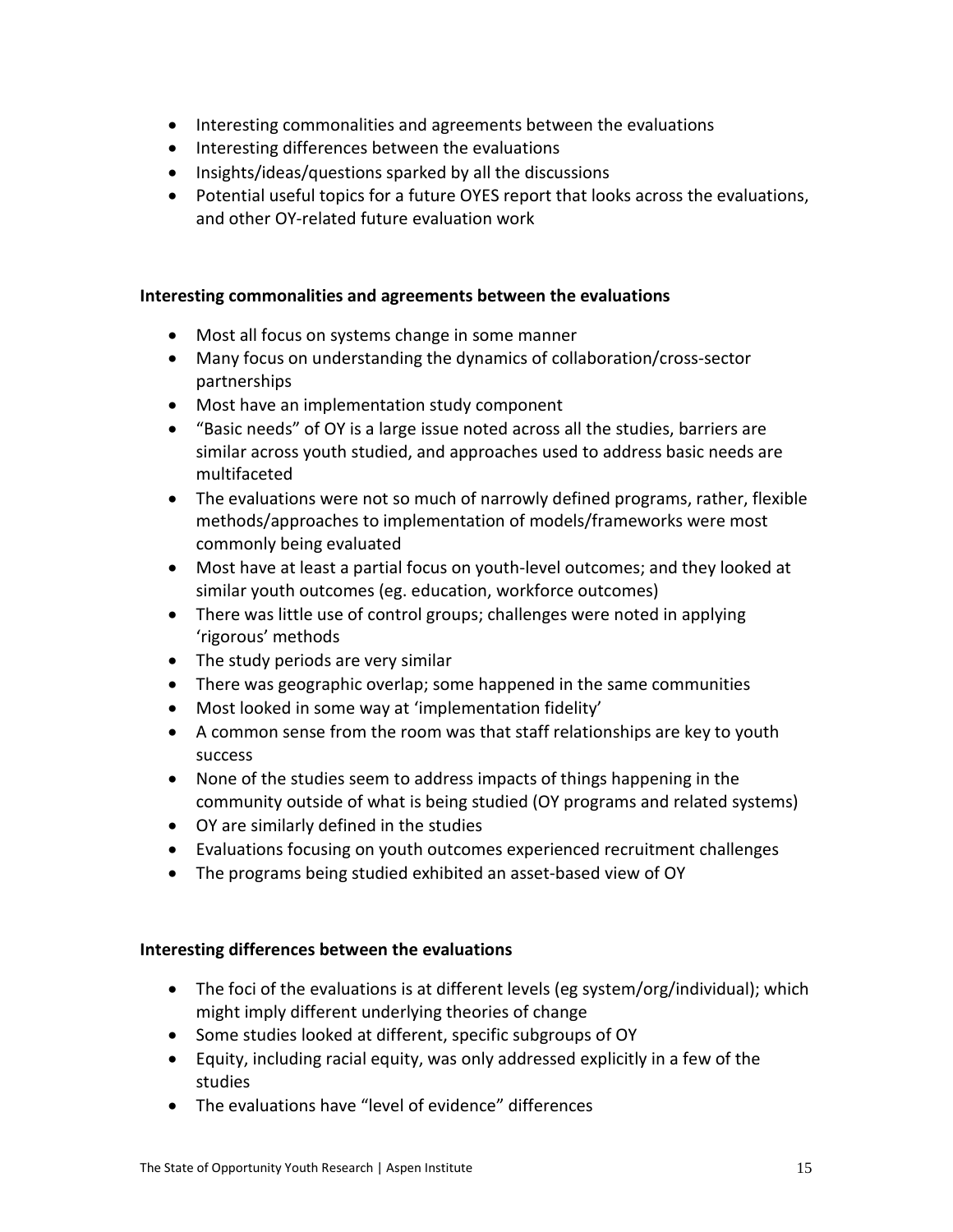- Interesting commonalities and agreements between the evaluations
- Interesting differences between the evaluations
- Insights/ideas/questions sparked by all the discussions
- Potential useful topics for a future OYES report that looks across the evaluations, and other OY-related future evaluation work

**Interesting commonalities and agreements between the evaluations**

- Most all focus on systems change in some manner
- Many focus on understanding the dynamics of collaboration/cross-sector partnerships
- Most have an implementation study component
- "Basic needs" of OY is a large issue noted across all the studies, barriers are similar across youth studied, and approaches used to address basic needs are multifaceted
- The evaluations were not so much of narrowly defined programs, rather, flexible methods/approaches to implementation of models/frameworks were most commonly being evaluated
- Most have at least a partial focus on youth-level outcomes; and they looked at similar youth outcomes (eg. education, workforce outcomes)
- There was little use of control groups; challenges were noted in applying 'rigorous' methods
- The study periods are very similar
- There was geographic overlap; some happened in the same communities
- Most looked in some way at 'implementation fidelity'
- A common sense from the room was that staff relationships are key to youth success
- None of the studies seem to address impacts of things happening in the community outside of what is being studied (OY programs and related systems)
- OY are similarly defined in the studies
- Evaluations focusing on youth outcomes experienced recruitment challenges
- The programs being studied exhibited an asset-based view of OY

**Interesting differences between the evaluations**

- The foci of the evaluations is at different levels (eg system/org/individual); which might imply different underlying theories of change
- Some studies looked at different, specific subgroups of OY
- Equity, including racial equity, was only addressed explicitly in a few of the studies
- The evaluations have "level of evidence" differences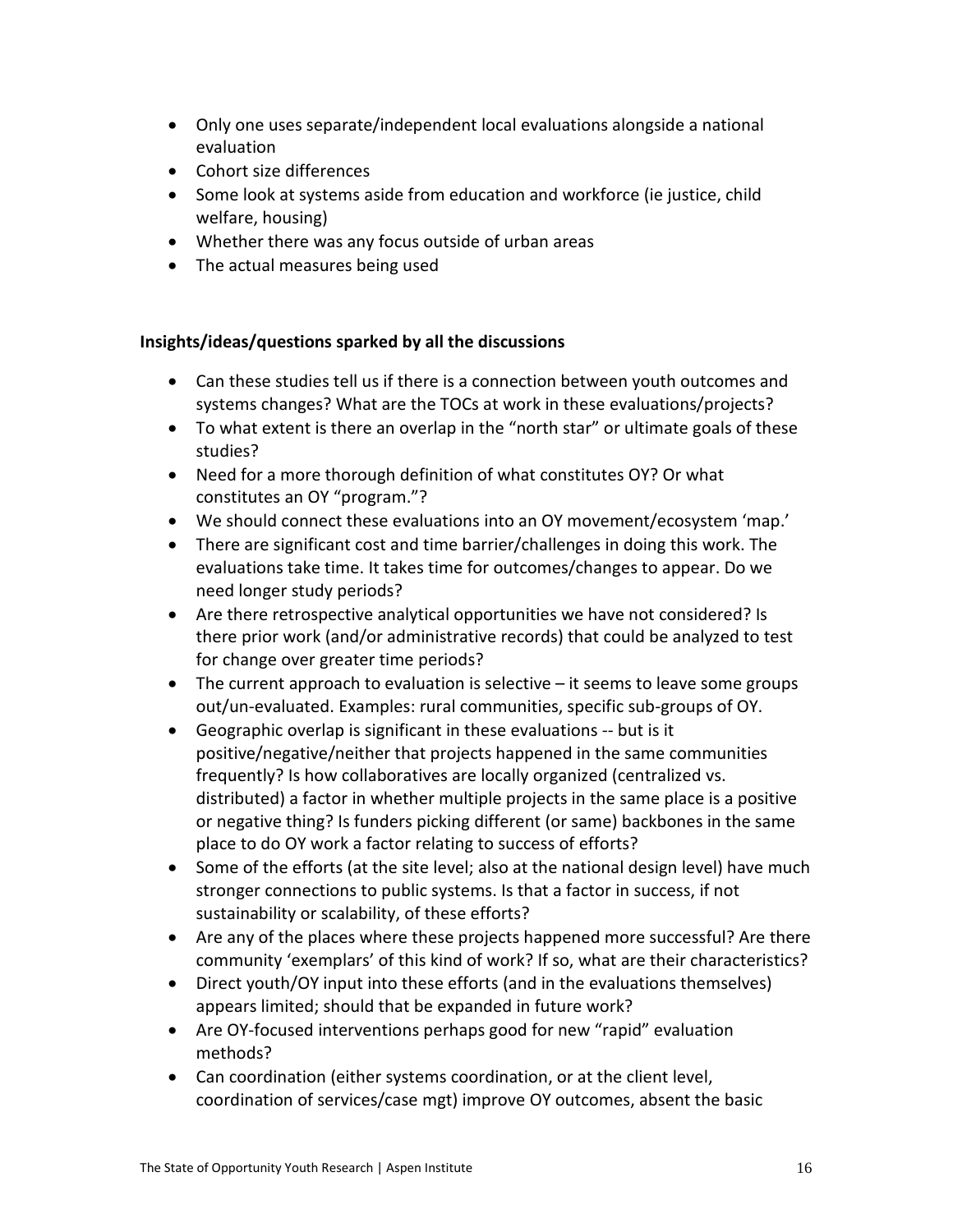- Only one uses separate/independent local evaluations alongside a national evaluation
- Cohort size differences
- Some look at systems aside from education and workforce (ie justice, child welfare, housing)
- Whether there was any focus outside of urban areas
- The actual measures being used

**Insights/ideas/questions sparked by all the discussions**

- Can these studies tell us if there is a connection between youth outcomes and systems changes? What are the TOCs at work in these evaluations/projects?
- To what extent is there an overlap in the "north star" or ultimate goals of these studies?
- Need for a more thorough definition of what constitutes OY? Or what constitutes an OY "program."?
- We should connect these evaluations into an OY movement/ecosystem 'map.'
- There are significant cost and time barrier/challenges in doing this work. The evaluations take time. It takes time for outcomes/changes to appear. Do we need longer study periods?
- Are there retrospective analytical opportunities we have not considered? Is there prior work (and/or administrative records) that could be analyzed to test for change over greater time periods?
- The current approach to evaluation is selective – it seems to leave some groups out/un-evaluated. Examples: rural communities, specific sub-groups of OY.
- Geographic overlap is significant in these evaluations -- but is it positive/negative/neither that projects happened in the same communities frequently? Is how collaboratives are locally organized (centralized vs. distributed) a factor in whether multiple projects in the same place is a positive or negative thing? Is funders picking different (or same) backbones in the same place to do OY work a factor relating to success of efforts?
- Some of the efforts (at the site level; also at the national design level) have much stronger connections to public systems. Is that a factor in success, if not sustainability or scalability, of these efforts?
- Are any of the places where these projects happened more successful? Are there community 'exemplars' of this kind of work? If so, what are their characteristics?
- Direct youth/OY input into these efforts (and in the evaluations themselves) appears limited; should that be expanded in future work?
- Are OY-focused interventions perhaps good for new "rapid" evaluation methods?
- Can coordination (either systems coordination, or at the client level, coordination of services/case mgt) improve OY outcomes, absent the basic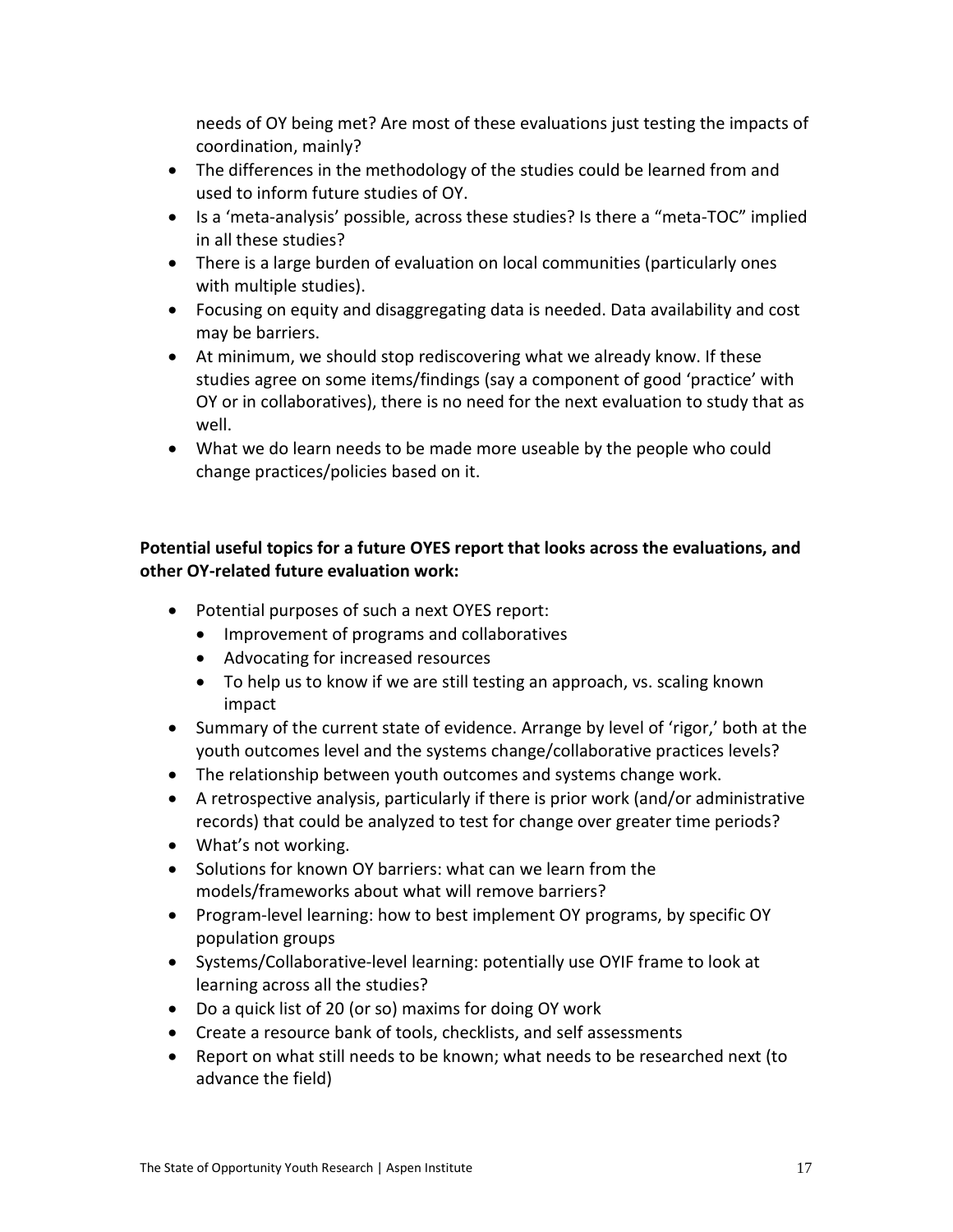needs of OY being met? Are most of these evaluations just testing the impacts of coordination, mainly?

- The differences in the methodology of the studies could be learned from and used to inform future studies of OY.
- Is a 'meta-analysis' possible, across these studies? Is there a "meta-TOC" implied in all these studies?
- There is a large burden of evaluation on local communities (particularly ones with multiple studies).
- Focusing on equity and disaggregating data is needed. Data availability and cost may be barriers.
- At minimum, we should stop rediscovering what we already know. If these studies agree on some items/findings (say a component of good 'practice' with OY or in collaboratives), there is no need for the next evaluation to study that as well.
- What we do learn needs to be made more useable by the people who could change practices/policies based on it.

**Potential useful topics for a future OYES report that looks across the evaluations, and other OY-related future evaluation work:**

- Potential purposes of such a next OYES report:
  - Improvement of programs and collaboratives
  - Advocating for increased resources
  - To help us to know if we are still testing an approach, vs. scaling known impact
- Summary of the current state of evidence. Arrange by level of 'rigor,' both at the youth outcomes level and the systems change/collaborative practices levels?
- The relationship between youth outcomes and systems change work.
- A retrospective analysis, particularly if there is prior work (and/or administrative records) that could be analyzed to test for change over greater time periods?
- What's not working.
- Solutions for known OY barriers: what can we learn from the models/frameworks about what will remove barriers?
- Program-level learning: how to best implement OY programs, by specific OY population groups
- Systems/Collaborative-level learning: potentially use OYIF frame to look at learning across all the studies?
- Do a quick list of 20 (or so) maxims for doing OY work
- Create a resource bank of tools, checklists, and self assessments
- Report on what still needs to be known; what needs to be researched next (to advance the field)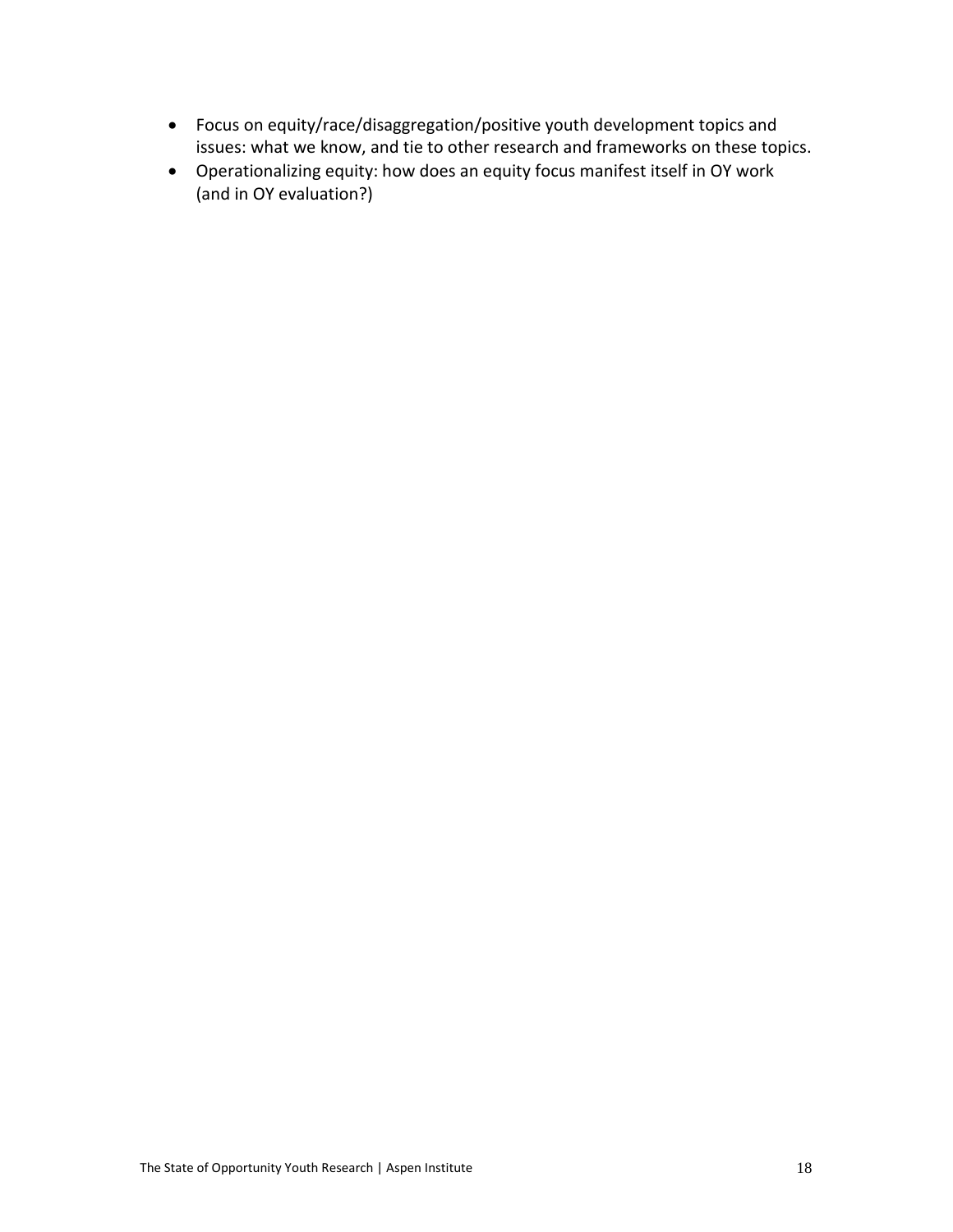- Focus on equity/race/disaggregation/positive youth development topics and issues: what we know, and tie to other research and frameworks on these topics.
- Operationalizing equity: how does an equity focus manifest itself in OY work (and in OY evaluation?)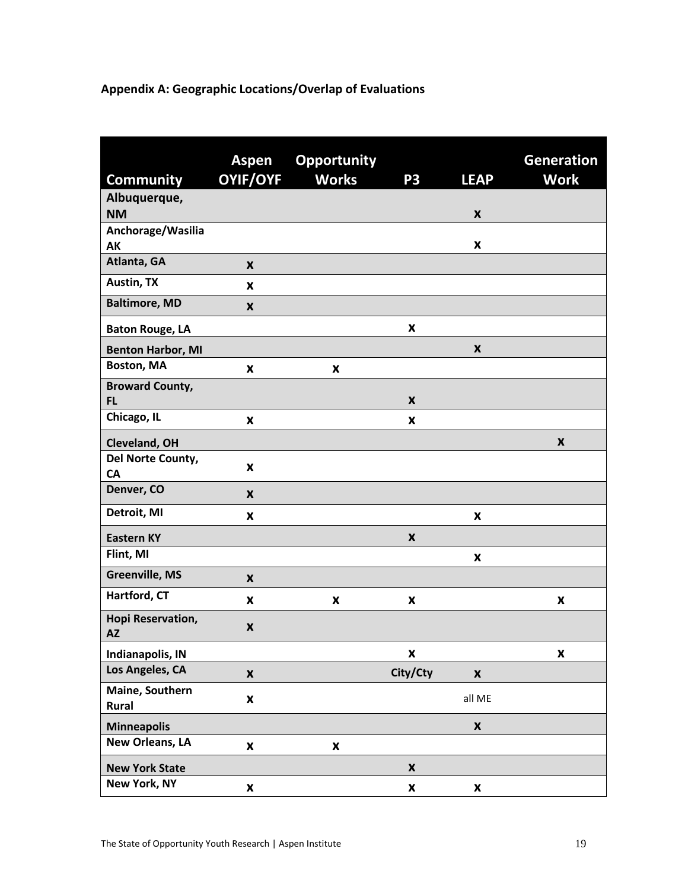## Appendix A: Geographic Locations/Overlap of Evaluations

| Community | Aspen OYIF/OYF | Opportunity Works | P3 | LEAP | Generation Work |
|---|---|---|---|---|---|
| Albuquerque, NM | | | | X | |
| Anchorage/Wasilia AK | | | | X | |
| Atlanta, GA | X | | | | |
| Austin, TX | X | | | | |
| Baltimore, MD | X | | | | |
| Baton Rouge, LA | | | X | | |
| Benton Harbor, MI | | | | X | |
| Boston, MA | X | X | | | |
| Broward County, FL | | | X | | |
| Chicago, IL | X | | X | | |
| Cleveland, OH | | | | | X |
| Del Norte County, CA | X | | | | |
| Denver, CO | X | | | | |
| Detroit, MI | X | | | X | |
| Eastern KY | | | X | | |
| Flint, MI | | | | X | |
| Greenville, MS | X | | | | |
| Hartford, CT | X | X | X | | X |
| Hopi Reservation, AZ | X | | | | |
| Indianapolis, IN | | | X | | X |
| Los Angeles, CA | X | | City/Cty | X | |
| Maine, Southern Rural | X | | | all ME | |
| Minneapolis | | | | X | |
| New Orleans, LA | X | X | | | |
| New York State | | | X | | |
| New York, NY | X | | X | X | |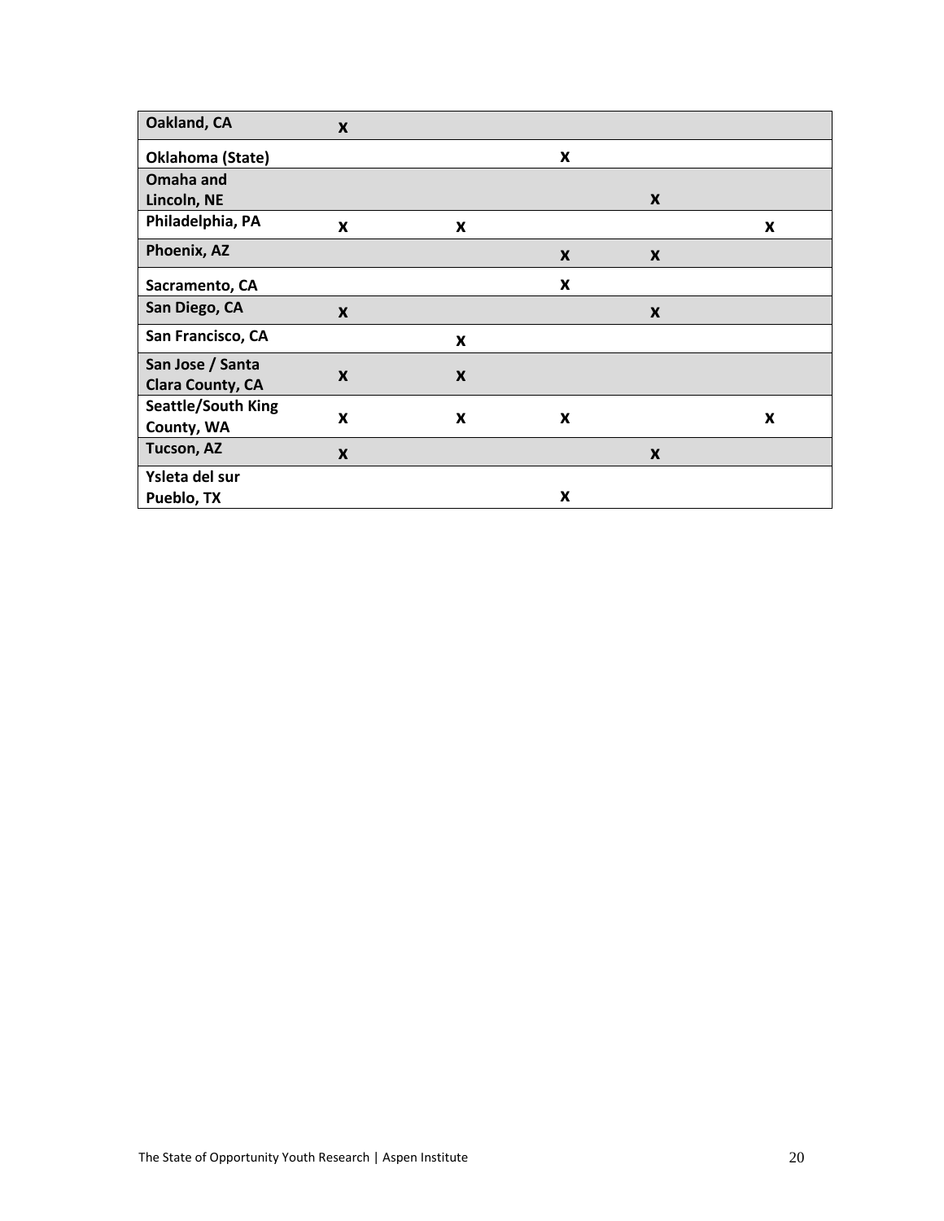| | | | | | |
|---|---|---|---|---|---|
| **Oakland, CA** | **X** | | | | |
| **Oklahoma (State)** | | | **X** | | |
| **Omaha and Lincoln, NE** | | | | **X** | |
| **Philadelphia, PA** | **X** | **X** | | | **X** |
| **Phoenix, AZ** | | | **X** | **X** | |
| **Sacramento, CA** | | | **X** | | |
| **San Diego, CA** | **X** | | | **X** | |
| **San Francisco, CA** | | **X** | | | |
| **San Jose / Santa Clara County, CA** | **X** | **X** | | | |
| **Seattle/South King County, WA** | **X** | **X** | **X** | | **X** |
| **Tucson, AZ** | **X** | | | **X** | |
| **Ysleta del sur Pueblo, TX** | | | **X** | | |